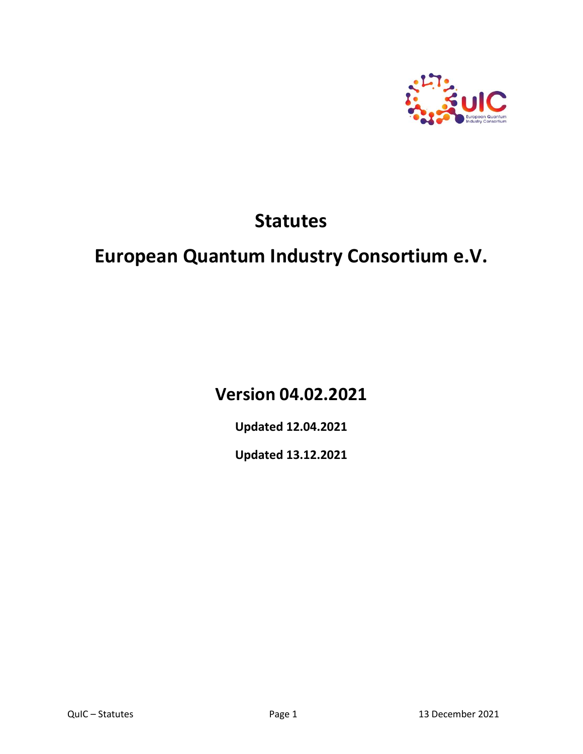# Statutes

# European Quantum Industry Consortium e.V.

## Version 04.02.2021

**Updated 12.04.2021**

**Updated 13.12.2021**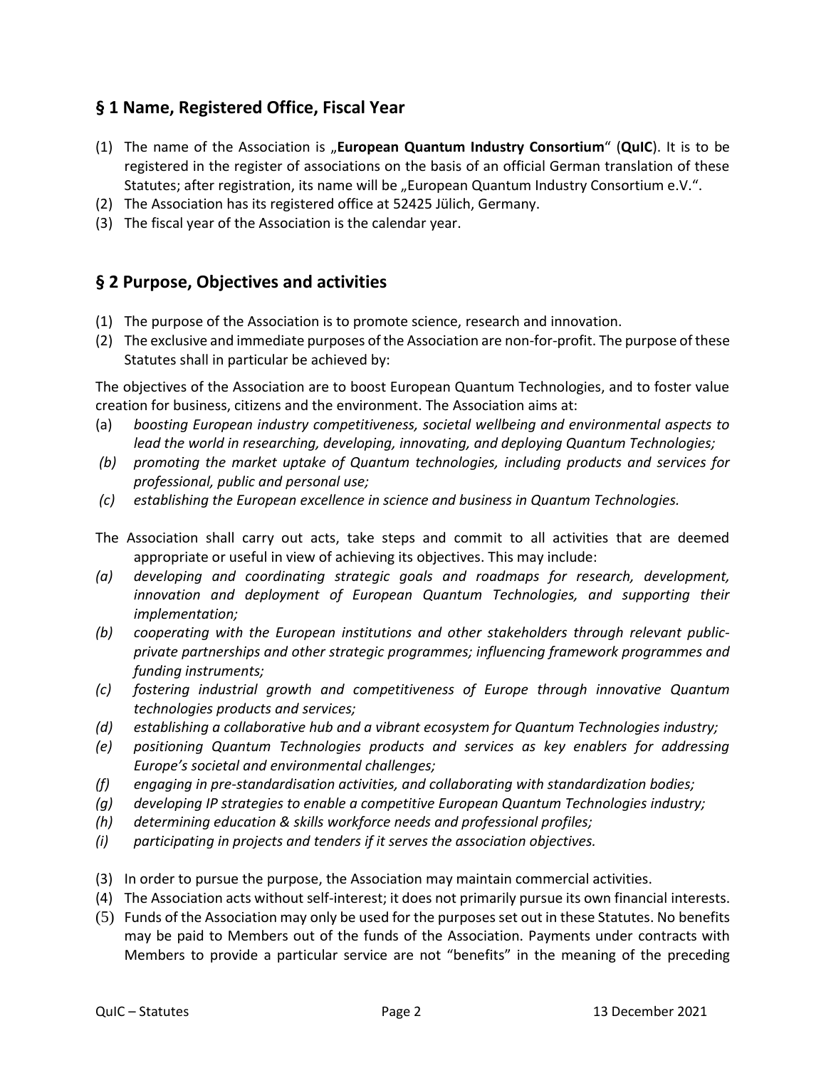## § 1 Name, Registered Office, Fiscal Year

(1) The name of the Association is „**European Quantum Industry Consortium**“ (**QuIC**). It is to be registered in the register of associations on the basis of an official German translation of these Statutes; after registration, its name will be „European Quantum Industry Consortium e.V.“.

(2) The Association has its registered office at 52425 Jülich, Germany.

(3) The fiscal year of the Association is the calendar year.

## § 2 Purpose, Objectives and activities

(1) The purpose of the Association is to promote science, research and innovation.

(2) The exclusive and immediate purposes of the Association are non-for-profit. The purpose of these Statutes shall in particular be achieved by:

The objectives of the Association are to boost European Quantum Technologies, and to foster value creation for business, citizens and the environment. The Association aims at:

(a) *boosting European industry competitiveness, societal wellbeing and environmental aspects to lead the world in researching, developing, innovating, and deploying Quantum Technologies;*

(b) *promoting the market uptake of Quantum technologies, including products and services for professional, public and personal use;*

(c) *establishing the European excellence in science and business in Quantum Technologies.*

The Association shall carry out acts, take steps and commit to all activities that are deemed appropriate or useful in view of achieving its objectives. This may include:

(a) *developing and coordinating strategic goals and roadmaps for research, development, innovation and deployment of European Quantum Technologies, and supporting their implementation;*

(b) *cooperating with the European institutions and other stakeholders through relevant public-private partnerships and other strategic programmes; influencing framework programmes and funding instruments;*

(c) *fostering industrial growth and competitiveness of Europe through innovative Quantum technologies products and services;*

(d) *establishing a collaborative hub and a vibrant ecosystem for Quantum Technologies industry;*

(e) *positioning Quantum Technologies products and services as key enablers for addressing Europe's societal and environmental challenges;*

(f) *engaging in pre-standardisation activities, and collaborating with standardization bodies;*

(g) *developing IP strategies to enable a competitive European Quantum Technologies industry;*

(h) *determining education & skills workforce needs and professional profiles;*

(i) *participating in projects and tenders if it serves the association objectives.*

(3) In order to pursue the purpose, the Association may maintain commercial activities.

(4) The Association acts without self-interest; it does not primarily pursue its own financial interests.

(5) Funds of the Association may only be used for the purposes set out in these Statutes. No benefits may be paid to Members out of the funds of the Association. Payments under contracts with Members to provide a particular service are not "benefits" in the meaning of the preceding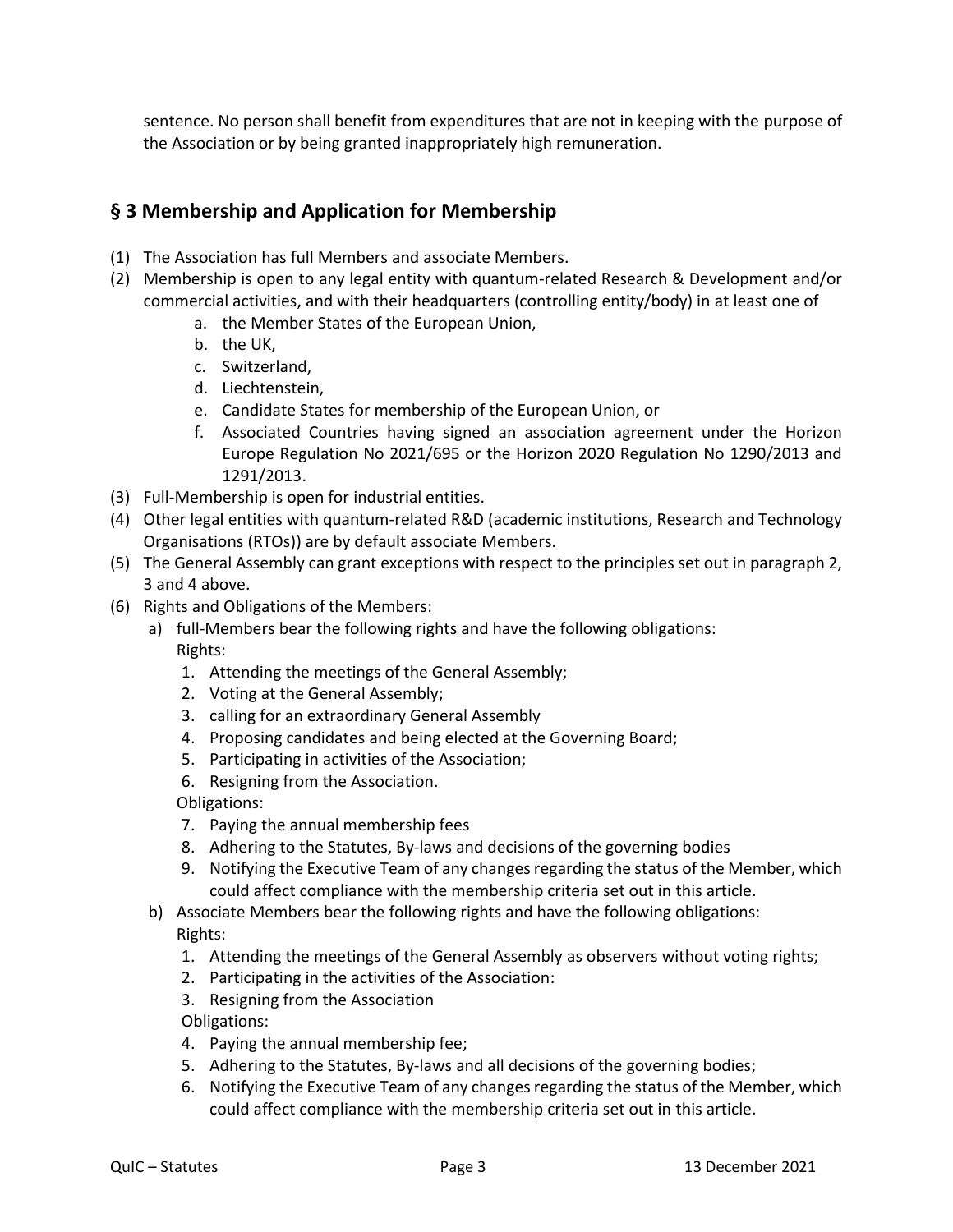sentence. No person shall benefit from expenditures that are not in keeping with the purpose of the Association or by being granted inappropriately high remuneration.

## § 3 Membership and Application for Membership

(1) The Association has full Members and associate Members.

(2) Membership is open to any legal entity with quantum-related Research & Development and/or commercial activities, and with their headquarters (controlling entity/body) in at least one of

   a. the Member States of the European Union,
   b. the UK,
   c. Switzerland,
   d. Liechtenstein,
   e. Candidate States for membership of the European Union, or
   f. Associated Countries having signed an association agreement under the Horizon Europe Regulation No 2021/695 or the Horizon 2020 Regulation No 1290/2013 and 1291/2013.

(3) Full-Membership is open for industrial entities.

(4) Other legal entities with quantum-related R&D (academic institutions, Research and Technology Organisations (RTOs)) are by default associate Members.

(5) The General Assembly can grant exceptions with respect to the principles set out in paragraph 2, 3 and 4 above.

(6) Rights and Obligations of the Members:

   a) full-Members bear the following rights and have the following obligations:

      Rights:

      1. Attending the meetings of the General Assembly;
      2. Voting at the General Assembly;
      3. calling for an extraordinary General Assembly
      4. Proposing candidates and being elected at the Governing Board;
      5. Participating in activities of the Association;
      6. Resigning from the Association.

      Obligations:

      7. Paying the annual membership fees
      8. Adhering to the Statutes, By-laws and decisions of the governing bodies
      9. Notifying the Executive Team of any changes regarding the status of the Member, which could affect compliance with the membership criteria set out in this article.

   b) Associate Members bear the following rights and have the following obligations:

      Rights:

      1. Attending the meetings of the General Assembly as observers without voting rights;
      2. Participating in the activities of the Association:
      3. Resigning from the Association

      Obligations:

      4. Paying the annual membership fee;
      5. Adhering to the Statutes, By-laws and all decisions of the governing bodies;
      6. Notifying the Executive Team of any changes regarding the status of the Member, which could affect compliance with the membership criteria set out in this article.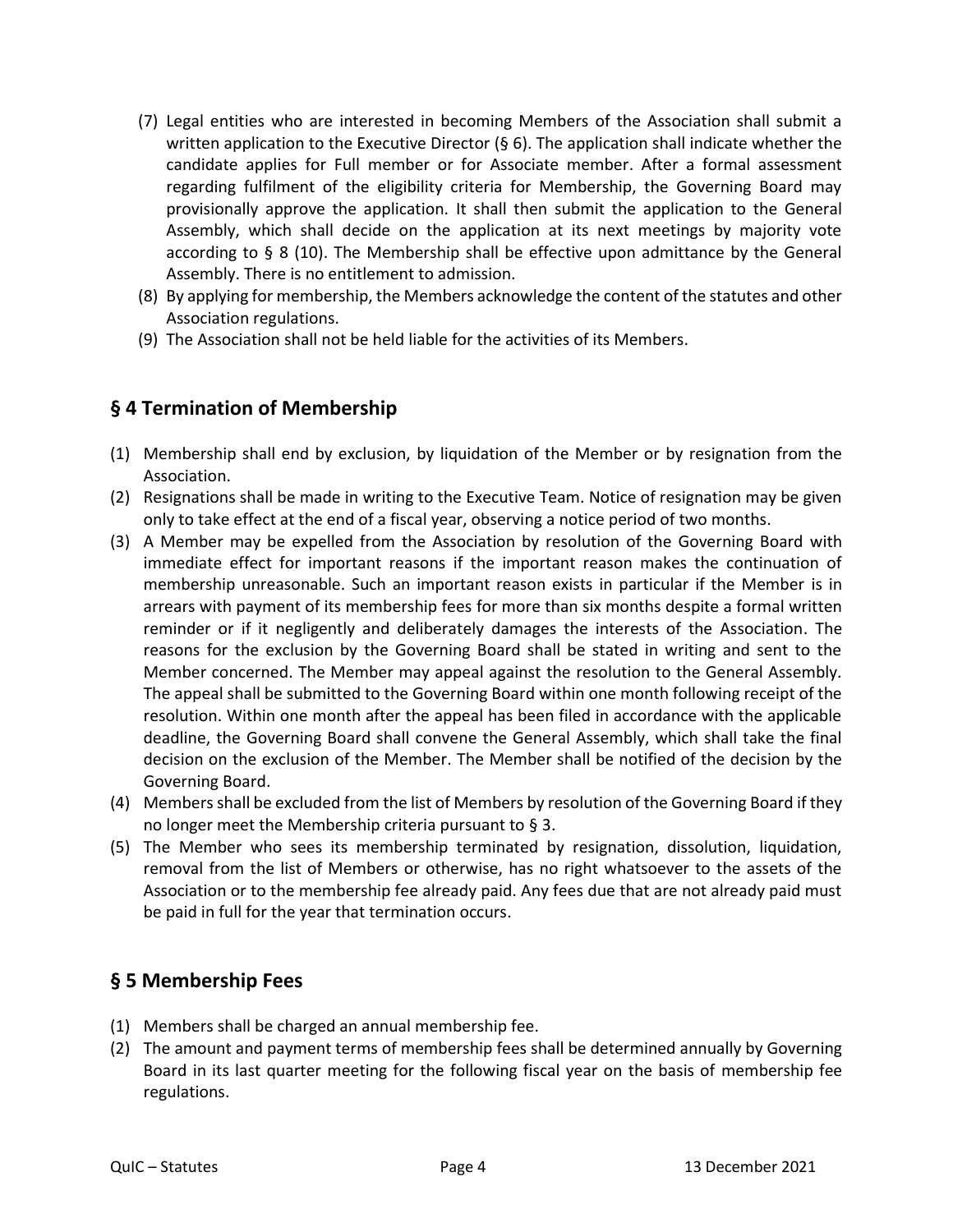(7) Legal entities who are interested in becoming Members of the Association shall submit a written application to the Executive Director (§ 6). The application shall indicate whether the candidate applies for Full member or for Associate member. After a formal assessment regarding fulfilment of the eligibility criteria for Membership, the Governing Board may provisionally approve the application. It shall then submit the application to the General Assembly, which shall decide on the application at its next meetings by majority vote according to § 8 (10). The Membership shall be effective upon admittance by the General Assembly. There is no entitlement to admission.

(8) By applying for membership, the Members acknowledge the content of the statutes and other Association regulations.

(9) The Association shall not be held liable for the activities of its Members.

## § 4 Termination of Membership

(1) Membership shall end by exclusion, by liquidation of the Member or by resignation from the Association.

(2) Resignations shall be made in writing to the Executive Team. Notice of resignation may be given only to take effect at the end of a fiscal year, observing a notice period of two months.

(3) A Member may be expelled from the Association by resolution of the Governing Board with immediate effect for important reasons if the important reason makes the continuation of membership unreasonable. Such an important reason exists in particular if the Member is in arrears with payment of its membership fees for more than six months despite a formal written reminder or if it negligently and deliberately damages the interests of the Association. The reasons for the exclusion by the Governing Board shall be stated in writing and sent to the Member concerned. The Member may appeal against the resolution to the General Assembly. The appeal shall be submitted to the Governing Board within one month following receipt of the resolution. Within one month after the appeal has been filed in accordance with the applicable deadline, the Governing Board shall convene the General Assembly, which shall take the final decision on the exclusion of the Member. The Member shall be notified of the decision by the Governing Board.

(4) Members shall be excluded from the list of Members by resolution of the Governing Board if they no longer meet the Membership criteria pursuant to § 3.

(5) The Member who sees its membership terminated by resignation, dissolution, liquidation, removal from the list of Members or otherwise, has no right whatsoever to the assets of the Association or to the membership fee already paid. Any fees due that are not already paid must be paid in full for the year that termination occurs.

## § 5 Membership Fees

(1) Members shall be charged an annual membership fee.

(2) The amount and payment terms of membership fees shall be determined annually by Governing Board in its last quarter meeting for the following fiscal year on the basis of membership fee regulations.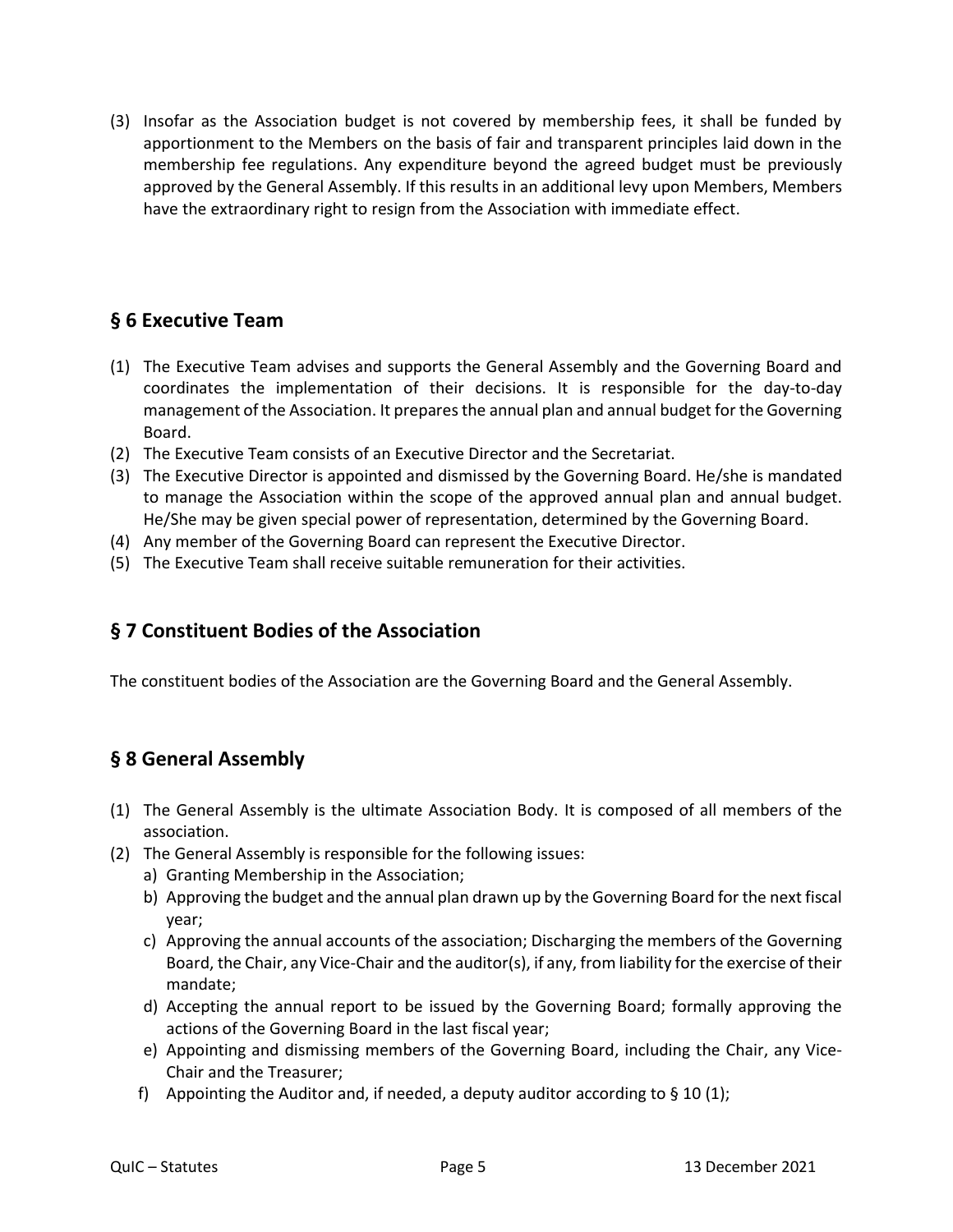(3) Insofar as the Association budget is not covered by membership fees, it shall be funded by apportionment to the Members on the basis of fair and transparent principles laid down in the membership fee regulations. Any expenditure beyond the agreed budget must be previously approved by the General Assembly. If this results in an additional levy upon Members, Members have the extraordinary right to resign from the Association with immediate effect.

## § 6 Executive Team

(1) The Executive Team advises and supports the General Assembly and the Governing Board and coordinates the implementation of their decisions. It is responsible for the day-to-day management of the Association. It prepares the annual plan and annual budget for the Governing Board.
(2) The Executive Team consists of an Executive Director and the Secretariat.
(3) The Executive Director is appointed and dismissed by the Governing Board. He/she is mandated to manage the Association within the scope of the approved annual plan and annual budget. He/She may be given special power of representation, determined by the Governing Board.
(4) Any member of the Governing Board can represent the Executive Director.
(5) The Executive Team shall receive suitable remuneration for their activities.

## § 7 Constituent Bodies of the Association

The constituent bodies of the Association are the Governing Board and the General Assembly.

## § 8 General Assembly

(1) The General Assembly is the ultimate Association Body. It is composed of all members of the association.
(2) The General Assembly is responsible for the following issues:
   a) Granting Membership in the Association;
   b) Approving the budget and the annual plan drawn up by the Governing Board for the next fiscal year;
   c) Approving the annual accounts of the association; Discharging the members of the Governing Board, the Chair, any Vice-Chair and the auditor(s), if any, from liability for the exercise of their mandate;
   d) Accepting the annual report to be issued by the Governing Board; formally approving the actions of the Governing Board in the last fiscal year;
   e) Appointing and dismissing members of the Governing Board, including the Chair, any Vice-Chair and the Treasurer;
   f) Appointing the Auditor and, if needed, a deputy auditor according to § 10 (1);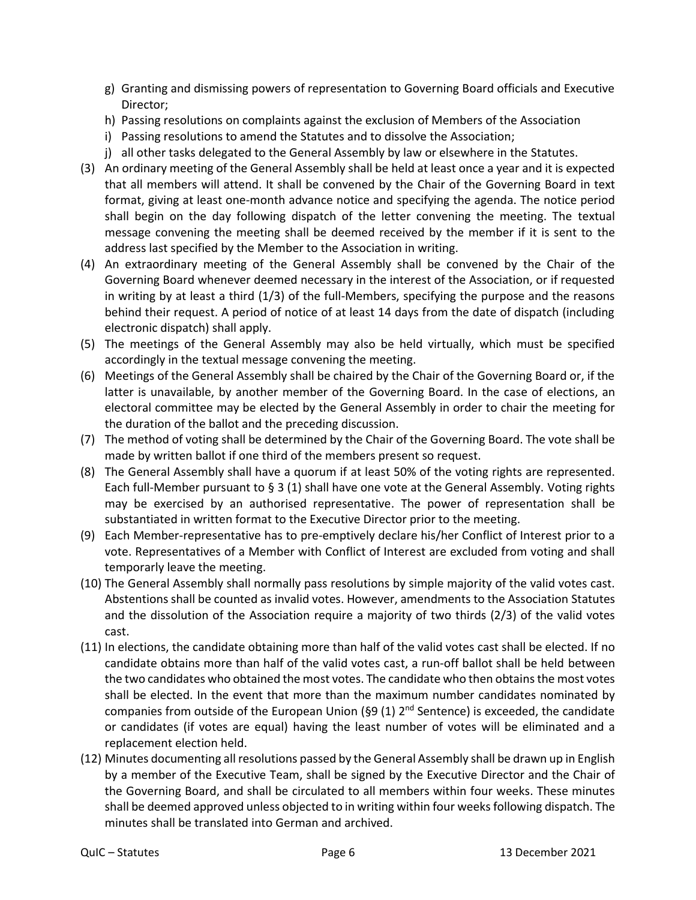g) Granting and dismissing powers of representation to Governing Board officials and Executive Director;
h) Passing resolutions on complaints against the exclusion of Members of the Association
i) Passing resolutions to amend the Statutes and to dissolve the Association;
j) all other tasks delegated to the General Assembly by law or elsewhere in the Statutes.

(3) An ordinary meeting of the General Assembly shall be held at least once a year and it is expected that all members will attend. It shall be convened by the Chair of the Governing Board in text format, giving at least one-month advance notice and specifying the agenda. The notice period shall begin on the day following dispatch of the letter convening the meeting. The textual message convening the meeting shall be deemed received by the member if it is sent to the address last specified by the Member to the Association in writing.

(4) An extraordinary meeting of the General Assembly shall be convened by the Chair of the Governing Board whenever deemed necessary in the interest of the Association, or if requested in writing by at least a third (1/3) of the full-Members, specifying the purpose and the reasons behind their request. A period of notice of at least 14 days from the date of dispatch (including electronic dispatch) shall apply.

(5) The meetings of the General Assembly may also be held virtually, which must be specified accordingly in the textual message convening the meeting.

(6) Meetings of the General Assembly shall be chaired by the Chair of the Governing Board or, if the latter is unavailable, by another member of the Governing Board. In the case of elections, an electoral committee may be elected by the General Assembly in order to chair the meeting for the duration of the ballot and the preceding discussion.

(7) The method of voting shall be determined by the Chair of the Governing Board. The vote shall be made by written ballot if one third of the members present so request.

(8) The General Assembly shall have a quorum if at least 50% of the voting rights are represented. Each full-Member pursuant to § 3 (1) shall have one vote at the General Assembly. Voting rights may be exercised by an authorised representative. The power of representation shall be substantiated in written format to the Executive Director prior to the meeting.

(9) Each Member-representative has to pre-emptively declare his/her Conflict of Interest prior to a vote. Representatives of a Member with Conflict of Interest are excluded from voting and shall temporarily leave the meeting.

(10) The General Assembly shall normally pass resolutions by simple majority of the valid votes cast. Abstentions shall be counted as invalid votes. However, amendments to the Association Statutes and the dissolution of the Association require a majority of two thirds (2/3) of the valid votes cast.

(11) In elections, the candidate obtaining more than half of the valid votes cast shall be elected. If no candidate obtains more than half of the valid votes cast, a run-off ballot shall be held between the two candidates who obtained the most votes. The candidate who then obtains the most votes shall be elected. In the event that more than the maximum number candidates nominated by companies from outside of the European Union (§9 (1) 2nd Sentence) is exceeded, the candidate or candidates (if votes are equal) having the least number of votes will be eliminated and a replacement election held.

(12) Minutes documenting all resolutions passed by the General Assembly shall be drawn up in English by a member of the Executive Team, shall be signed by the Executive Director and the Chair of the Governing Board, and shall be circulated to all members within four weeks. These minutes shall be deemed approved unless objected to in writing within four weeks following dispatch. The minutes shall be translated into German and archived.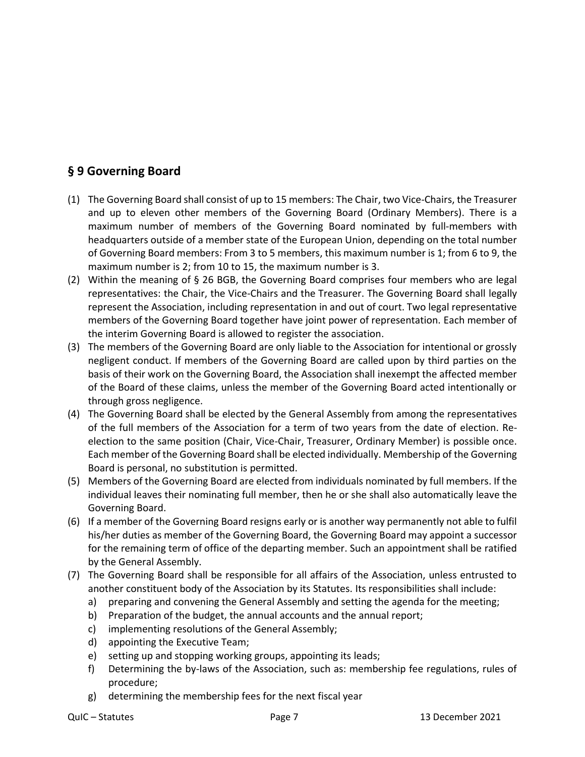## § 9 Governing Board

(1) The Governing Board shall consist of up to 15 members: The Chair, two Vice-Chairs, the Treasurer and up to eleven other members of the Governing Board (Ordinary Members). There is a maximum number of members of the Governing Board nominated by full-members with headquarters outside of a member state of the European Union, depending on the total number of Governing Board members: From 3 to 5 members, this maximum number is 1; from 6 to 9, the maximum number is 2; from 10 to 15, the maximum number is 3.

(2) Within the meaning of § 26 BGB, the Governing Board comprises four members who are legal representatives: the Chair, the Vice-Chairs and the Treasurer. The Governing Board shall legally represent the Association, including representation in and out of court. Two legal representative members of the Governing Board together have joint power of representation. Each member of the interim Governing Board is allowed to register the association.

(3) The members of the Governing Board are only liable to the Association for intentional or grossly negligent conduct. If members of the Governing Board are called upon by third parties on the basis of their work on the Governing Board, the Association shall inexempt the affected member of the Board of these claims, unless the member of the Governing Board acted intentionally or through gross negligence.

(4) The Governing Board shall be elected by the General Assembly from among the representatives of the full members of the Association for a term of two years from the date of election. Re-election to the same position (Chair, Vice-Chair, Treasurer, Ordinary Member) is possible once. Each member of the Governing Board shall be elected individually. Membership of the Governing Board is personal, no substitution is permitted.

(5) Members of the Governing Board are elected from individuals nominated by full members. If the individual leaves their nominating full member, then he or she shall also automatically leave the Governing Board.

(6) If a member of the Governing Board resigns early or is another way permanently not able to fulfil his/her duties as member of the Governing Board, the Governing Board may appoint a successor for the remaining term of office of the departing member. Such an appointment shall be ratified by the General Assembly.

(7) The Governing Board shall be responsible for all affairs of the Association, unless entrusted to another constituent body of the Association by its Statutes. Its responsibilities shall include:
   a) preparing and convening the General Assembly and setting the agenda for the meeting;
   b) Preparation of the budget, the annual accounts and the annual report;
   c) implementing resolutions of the General Assembly;
   d) appointing the Executive Team;
   e) setting up and stopping working groups, appointing its leads;
   f) Determining the by-laws of the Association, such as: membership fee regulations, rules of procedure;
   g) determining the membership fees for the next fiscal year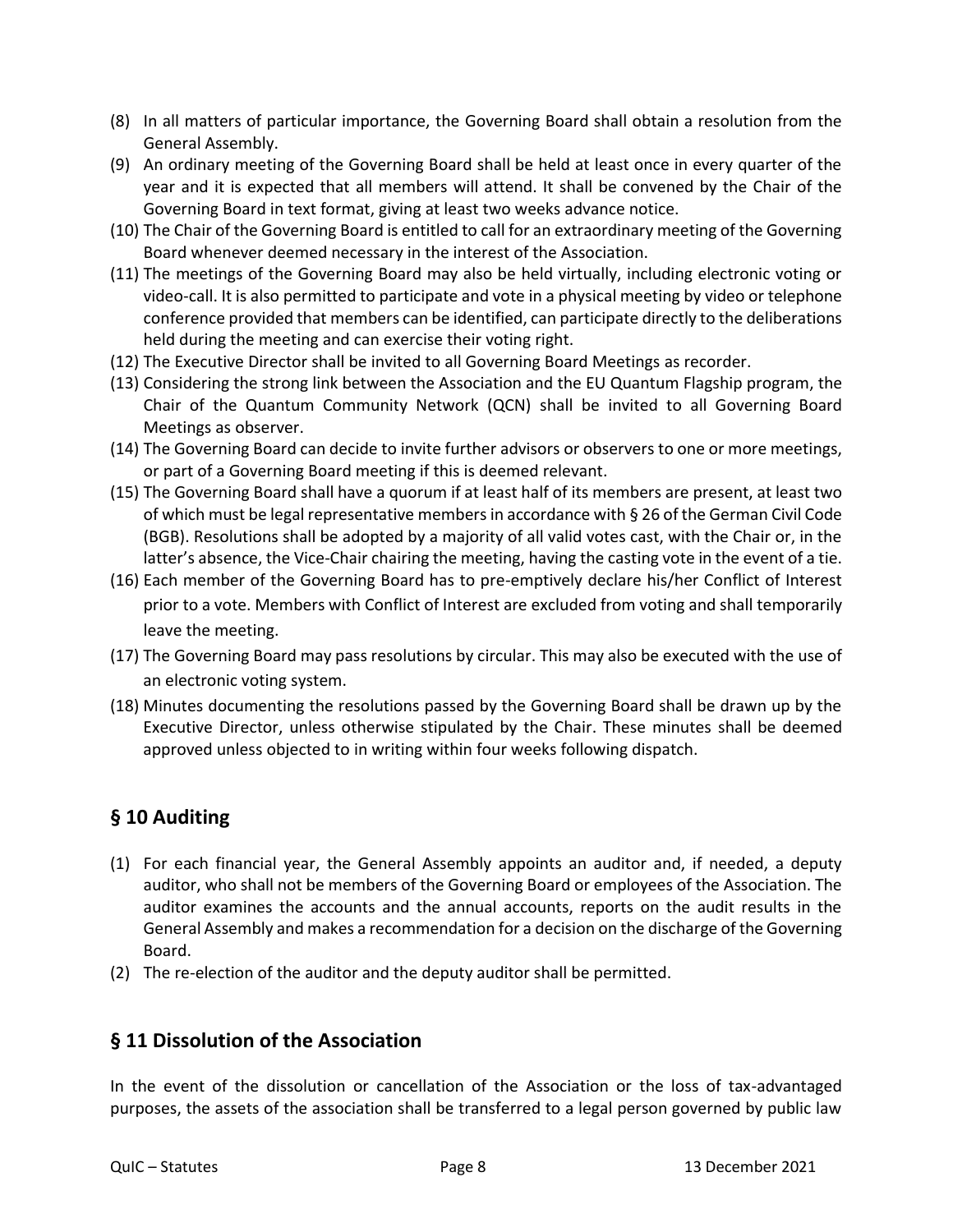(8) In all matters of particular importance, the Governing Board shall obtain a resolution from the General Assembly.

(9) An ordinary meeting of the Governing Board shall be held at least once in every quarter of the year and it is expected that all members will attend. It shall be convened by the Chair of the Governing Board in text format, giving at least two weeks advance notice.

(10) The Chair of the Governing Board is entitled to call for an extraordinary meeting of the Governing Board whenever deemed necessary in the interest of the Association.

(11) The meetings of the Governing Board may also be held virtually, including electronic voting or video-call. It is also permitted to participate and vote in a physical meeting by video or telephone conference provided that members can be identified, can participate directly to the deliberations held during the meeting and can exercise their voting right.

(12) The Executive Director shall be invited to all Governing Board Meetings as recorder.

(13) Considering the strong link between the Association and the EU Quantum Flagship program, the Chair of the Quantum Community Network (QCN) shall be invited to all Governing Board Meetings as observer.

(14) The Governing Board can decide to invite further advisors or observers to one or more meetings, or part of a Governing Board meeting if this is deemed relevant.

(15) The Governing Board shall have a quorum if at least half of its members are present, at least two of which must be legal representative members in accordance with § 26 of the German Civil Code (BGB). Resolutions shall be adopted by a majority of all valid votes cast, with the Chair or, in the latter's absence, the Vice-Chair chairing the meeting, having the casting vote in the event of a tie.

(16) Each member of the Governing Board has to pre-emptively declare his/her Conflict of Interest prior to a vote. Members with Conflict of Interest are excluded from voting and shall temporarily leave the meeting.

(17) The Governing Board may pass resolutions by circular. This may also be executed with the use of an electronic voting system.

(18) Minutes documenting the resolutions passed by the Governing Board shall be drawn up by the Executive Director, unless otherwise stipulated by the Chair. These minutes shall be deemed approved unless objected to in writing within four weeks following dispatch.

## § 10 Auditing

(1) For each financial year, the General Assembly appoints an auditor and, if needed, a deputy auditor, who shall not be members of the Governing Board or employees of the Association. The auditor examines the accounts and the annual accounts, reports on the audit results in the General Assembly and makes a recommendation for a decision on the discharge of the Governing Board.

(2) The re-election of the auditor and the deputy auditor shall be permitted.

## § 11 Dissolution of the Association

In the event of the dissolution or cancellation of the Association or the loss of tax-advantaged purposes, the assets of the association shall be transferred to a legal person governed by public law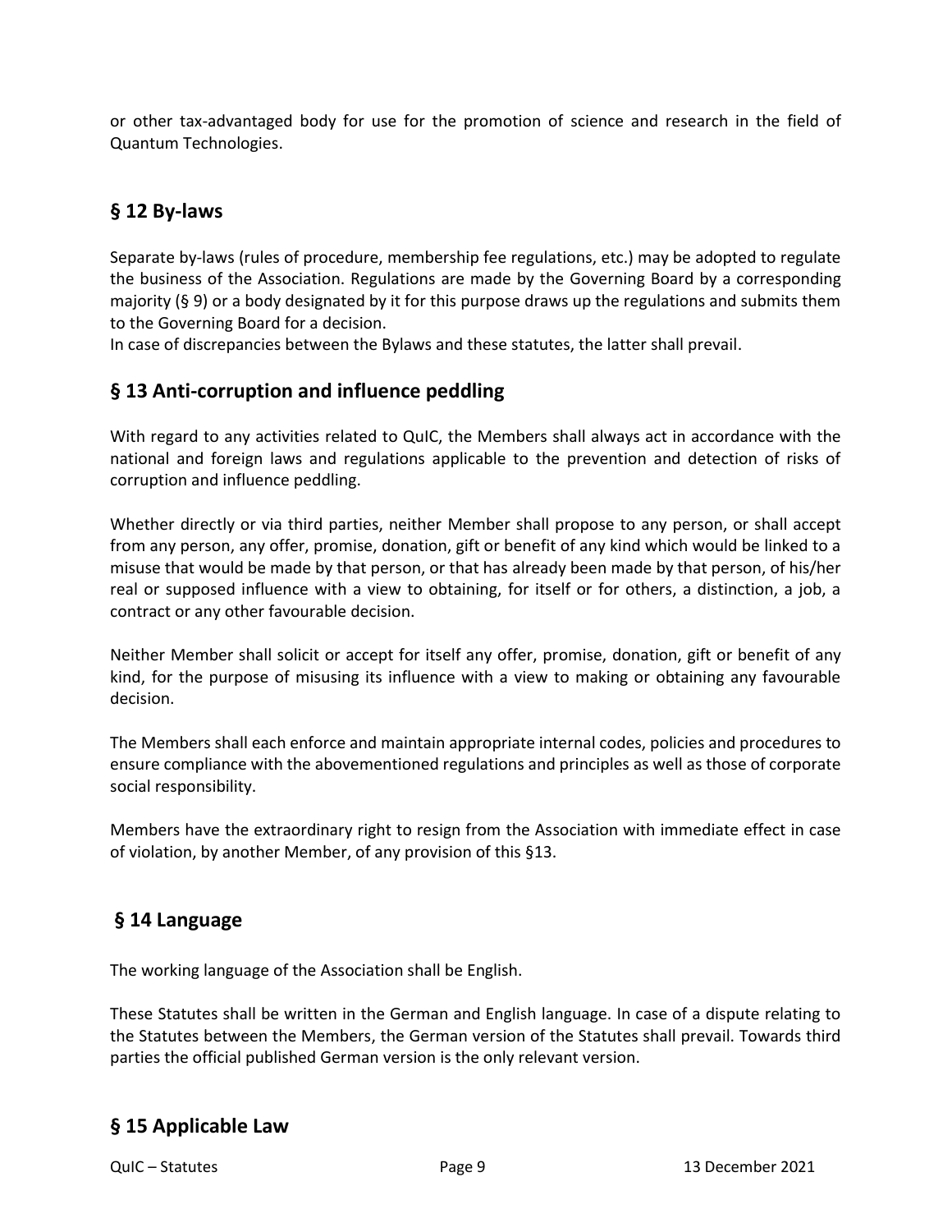or other tax-advantaged body for use for the promotion of science and research in the field of Quantum Technologies.

## § 12 By-laws

Separate by-laws (rules of procedure, membership fee regulations, etc.) may be adopted to regulate the business of the Association. Regulations are made by the Governing Board by a corresponding majority (§ 9) or a body designated by it for this purpose draws up the regulations and submits them to the Governing Board for a decision.
In case of discrepancies between the Bylaws and these statutes, the latter shall prevail.

## § 13 Anti-corruption and influence peddling

With regard to any activities related to QuIC, the Members shall always act in accordance with the national and foreign laws and regulations applicable to the prevention and detection of risks of corruption and influence peddling.

Whether directly or via third parties, neither Member shall propose to any person, or shall accept from any person, any offer, promise, donation, gift or benefit of any kind which would be linked to a misuse that would be made by that person, or that has already been made by that person, of his/her real or supposed influence with a view to obtaining, for itself or for others, a distinction, a job, a contract or any other favourable decision.

Neither Member shall solicit or accept for itself any offer, promise, donation, gift or benefit of any kind, for the purpose of misusing its influence with a view to making or obtaining any favourable decision.

The Members shall each enforce and maintain appropriate internal codes, policies and procedures to ensure compliance with the abovementioned regulations and principles as well as those of corporate social responsibility.

Members have the extraordinary right to resign from the Association with immediate effect in case of violation, by another Member, of any provision of this §13.

## § 14 Language

The working language of the Association shall be English.

These Statutes shall be written in the German and English language. In case of a dispute relating to the Statutes between the Members, the German version of the Statutes shall prevail. Towards third parties the official published German version is the only relevant version.

## § 15 Applicable Law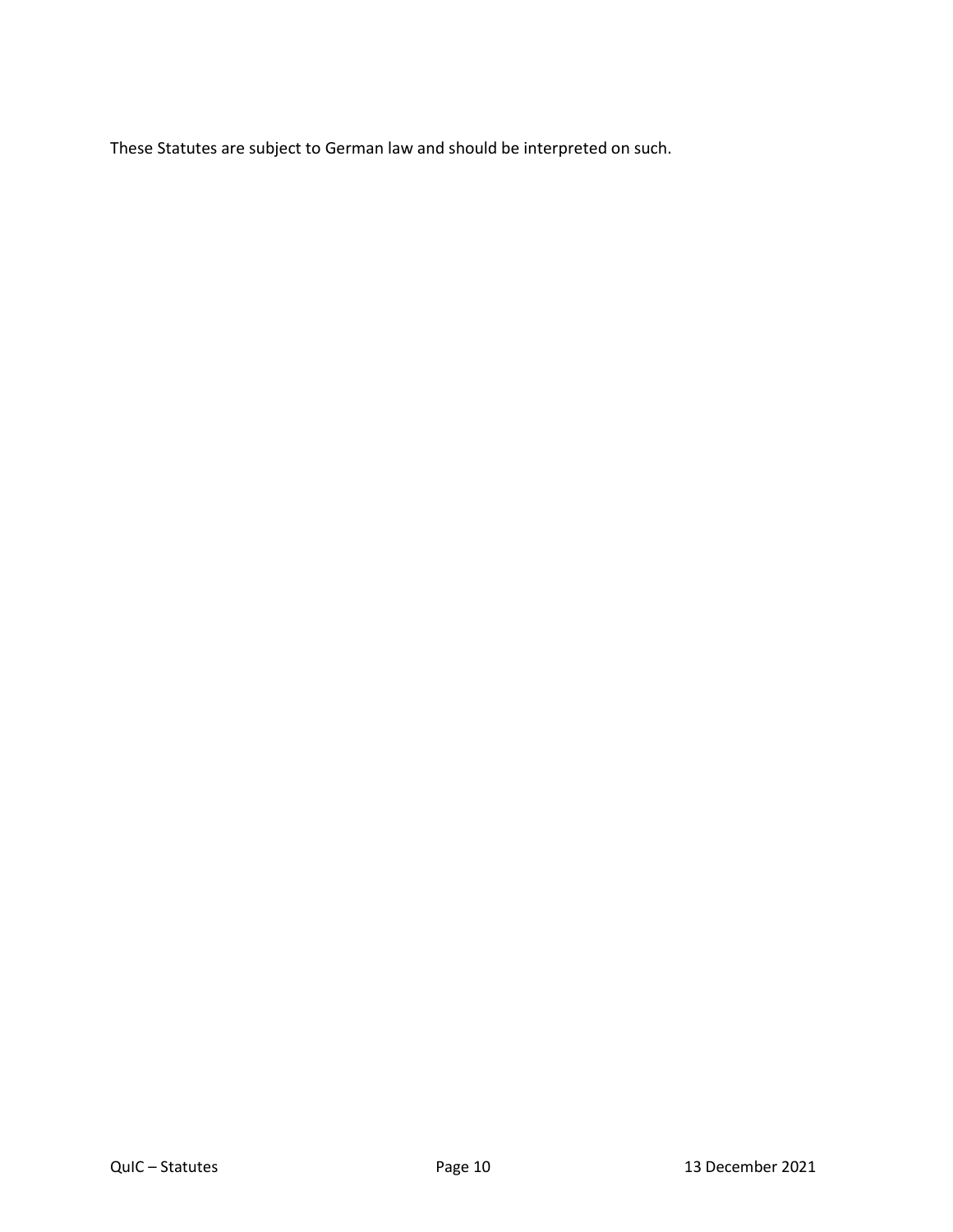These Statutes are subject to German law and should be interpreted on such.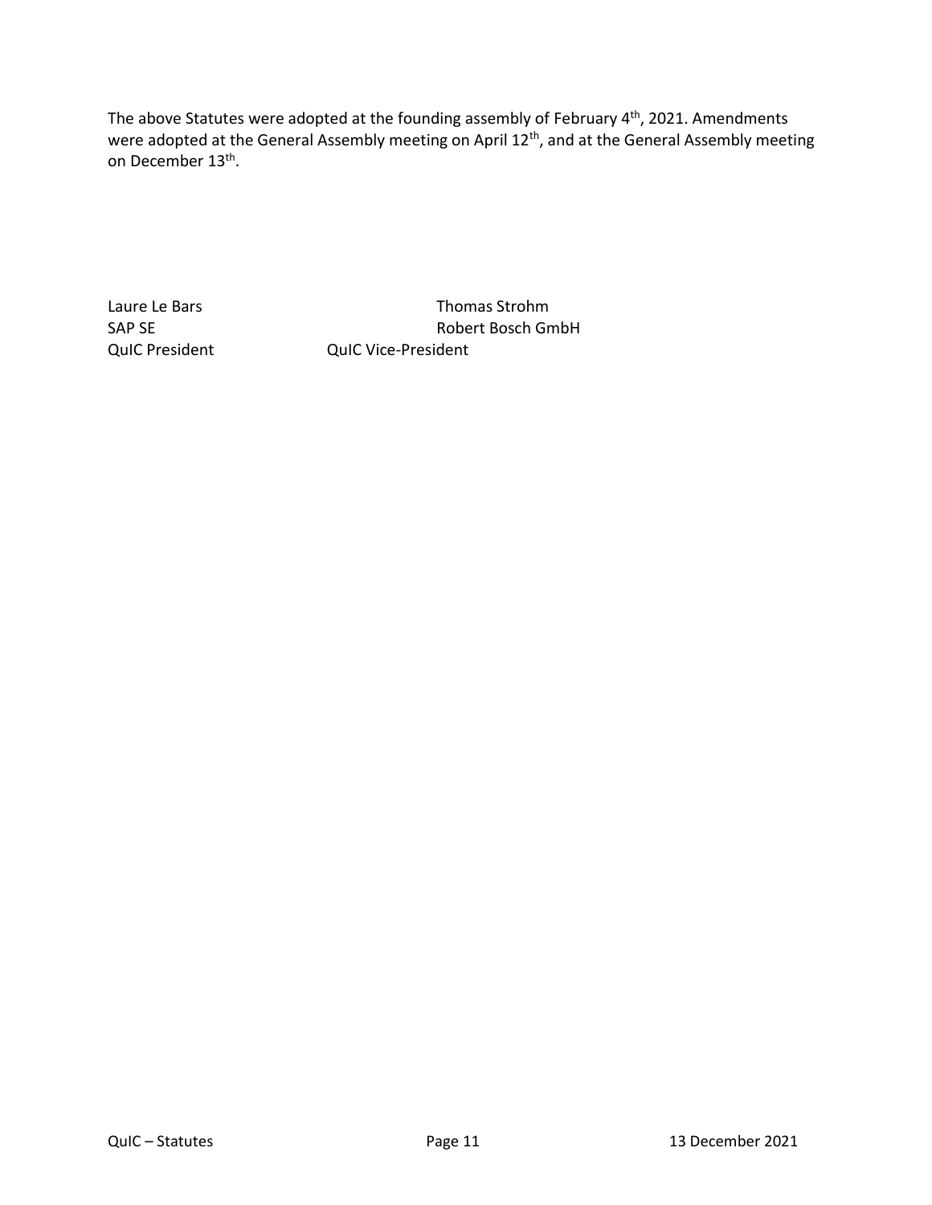The above Statutes were adopted at the founding assembly of February 4th, 2021. Amendments were adopted at the General Assembly meeting on April 12th, and at the General Assembly meeting on December 13th.

| | |
|---|---|
| Laure Le Bars | Thomas Strohm |
| SAP SE | Robert Bosch GmbH |
| QuIC President | QuIC Vice-President |